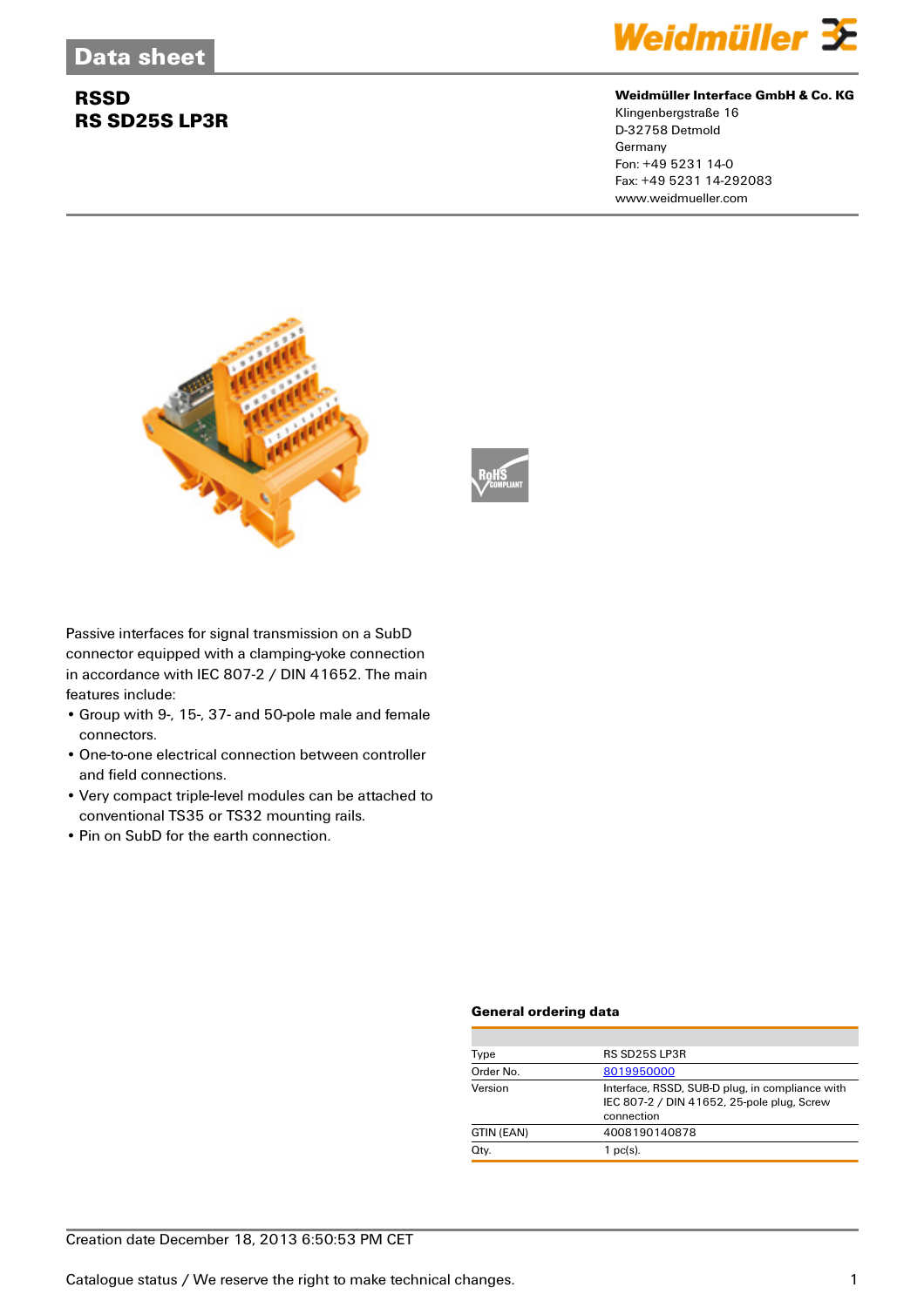# Data sheet

## RSSD
## RS SD25S LP3R

**Weidmüller Interface GmbH & Co. KG**
Klingenbergstraße 16
D-32758 Detmold
Germany
Fon: +49 5231 14-0
Fax: +49 5231 14-292083
www.weidmueller.com

Passive interfaces for signal transmission on a SubD connector equipped with a clamping-yoke connection in accordance with IEC 807-2 / DIN 41652. The main features include:

- Group with 9-, 15-, 37- and 50-pole male and female connectors.
- One-to-one electrical connection between controller and field connections.
- Very compact triple-level modules can be attached to conventional TS35 or TS32 mounting rails.
- Pin on SubD for the earth connection.

### General ordering data

| | |
|---|---|
| Type | RS SD25S LP3R |
| Order No. | 8019950000 |
| Version | Interface, RSSD, SUB-D plug, in compliance with IEC 807-2 / DIN 41652, 25-pole plug, Screw connection |
| GTIN (EAN) | 4008190140878 |
| Qty. | 1 pc(s). |

Creation date December 18, 2013 6:50:53 PM CET

Catalogue status / We reserve the right to make technical changes.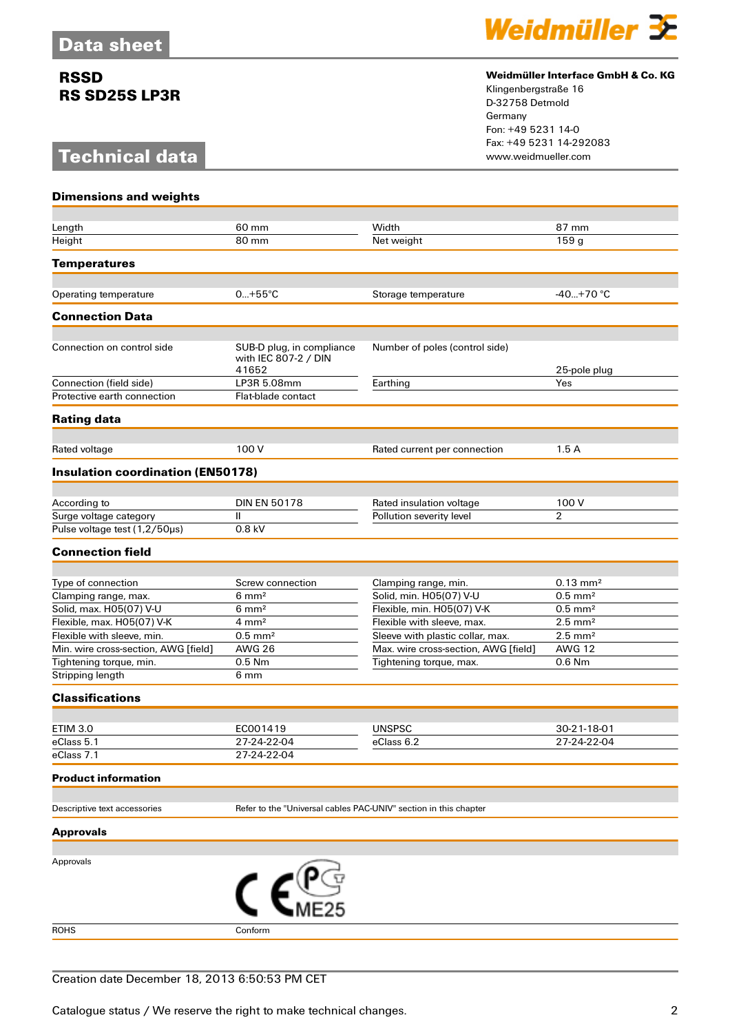# Data sheet

**RSSD**
**RS SD25S LP3R**

**Weidmüller Interface GmbH & Co. KG**
Klingenbergstraße 16
D-32758 Detmold
Germany
Fon: +49 5231 14-0
Fax: +49 5231 14-292083
www.weidmueller.com

# Technical data

### Dimensions and weights

| | | | |
|---|---|---|---|
| Length | 60 mm | Width | 87 mm |
| Height | 80 mm | Net weight | 159 g |

### Temperatures

| | | | |
|---|---|---|---|
| Operating temperature | 0...+55°C | Storage temperature | -40...+70 °C |

### Connection Data

| | | | |
|---|---|---|---|
| Connection on control side | SUB-D plug, in compliance with IEC 807-2 / DIN 41652 | Number of poles (control side) | 25-pole plug |
| Connection (field side) | LP3R 5.08mm | Earthing | Yes |
| Protective earth connection | Flat-blade contact | | |

### Rating data

| | | | |
|---|---|---|---|
| Rated voltage | 100 V | Rated current per connection | 1.5 A |

### Insulation coordination (EN50178)

| | | | |
|---|---|---|---|
| According to | DIN EN 50178 | Rated insulation voltage | 100 V |
| Surge voltage category | II | Pollution severity level | 2 |
| Pulse voltage test (1,2/50µs) | 0.8 kV | | |

### Connection field

| | | | |
|---|---|---|---|
| Type of connection | Screw connection | Clamping range, min. | 0.13 mm² |
| Clamping range, max. | 6 mm² | Solid, min. H05(07) V-U | 0.5 mm² |
| Solid, max. H05(07) V-U | 6 mm² | Flexible, min. H05(07) V-K | 0.5 mm² |
| Flexible, max. H05(07) V-K | 4 mm² | Flexible with sleeve, max. | 2.5 mm² |
| Flexible with sleeve, min. | 0.5 mm² | Sleeve with plastic collar, max. | 2.5 mm² |
| Min. wire cross-section, AWG [field] | AWG 26 | Max. wire cross-section, AWG [field] | AWG 12 |
| Tightening torque, min. | 0.5 Nm | Tightening torque, max. | 0.6 Nm |
| Stripping length | 6 mm | | |

### Classifications

| | | | |
|---|---|---|---|
| ETIM 3.0 | EC001419 | UNSPSC | 30-21-18-01 |
| eClass 5.1 | 27-24-22-04 | eClass 6.2 | 27-24-22-04 |
| eClass 7.1 | 27-24-22-04 | | |

### Product information

| | |
|---|---|
| Descriptive text accessories | Refer to the "Universal cables PAC-UNIV" section in this chapter |

### Approvals

| | |
|---|---|
| Approvals | CE, ME25 |
| ROHS | Conform |

Creation date December 18, 2013 6:50:53 PM CET

Catalogue status / We reserve the right to make technical changes.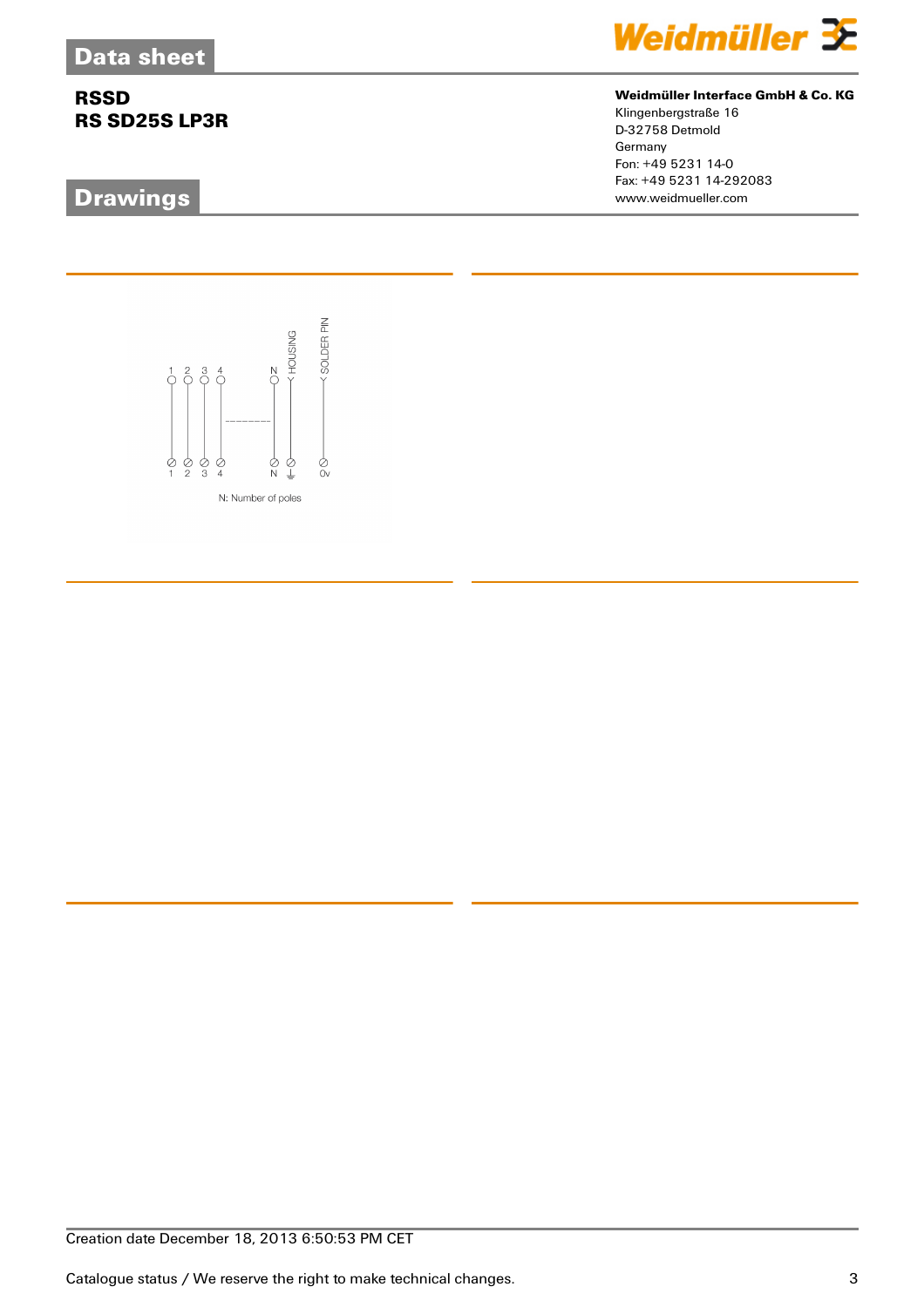## Data sheet

**RSSD**
**RS SD25S LP3R**

**Weidmüller Interface GmbH & Co. KG**
Klingenbergstraße 16
D-32758 Detmold
Germany
Fon: +49 5231 14-0
Fax: +49 5231 14-292083
www.weidmueller.com

## Drawings

1 2 3 4 N HOUSING SOLDER PIN

1 2 3 4 N ⏚ 0v

N: Number of poles

Creation date December 18, 2013 6:50:53 PM CET

Catalogue status / We reserve the right to make technical changes.